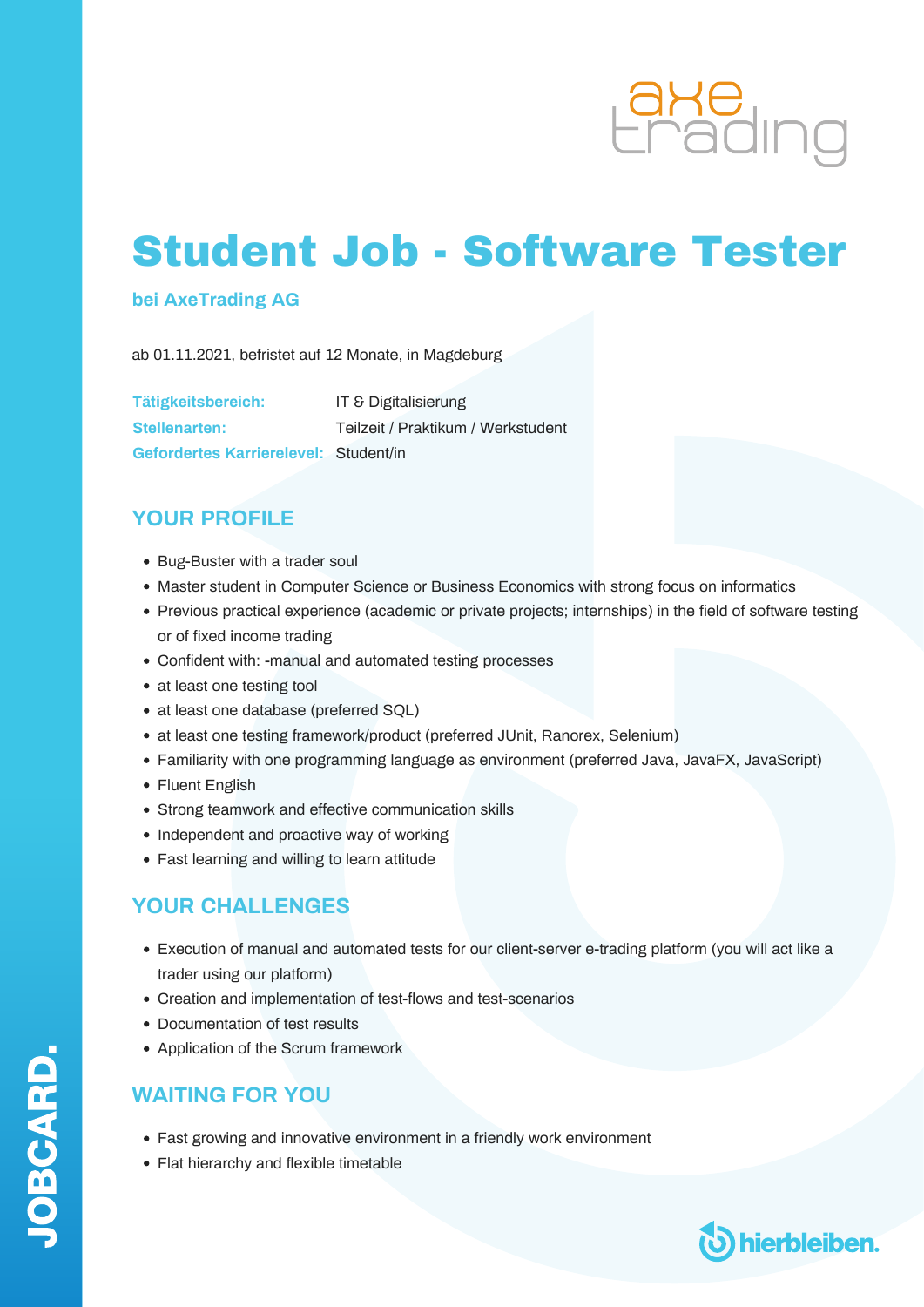# Student Job - Software Tester

**bei AxeTrading AG**

ab 01.11.2021, befristet auf 12 Monate, in Magdeburg

| | |
|---|---|
| **Tätigkeitsbereich:** | IT & Digitalisierung |
| **Stellenarten:** | Teilzeit / Praktikum / Werkstudent |
| **Gefordertes Karrierelevel:** | Student/in |

## YOUR PROFILE

- Bug-Buster with a trader soul
- Master student in Computer Science or Business Economics with strong focus on informatics
- Previous practical experience (academic or private projects; internships) in the field of software testing or of fixed income trading
- Confident with: -manual and automated testing processes
- at least one testing tool
- at least one database (preferred SQL)
- at least one testing framework/product (preferred JUnit, Ranorex, Selenium)
- Familiarity with one programming language as environment (preferred Java, JavaFX, JavaScript)
- Fluent English
- Strong teamwork and effective communication skills
- Independent and proactive way of working
- Fast learning and willing to learn attitude

## YOUR CHALLENGES

- Execution of manual and automated tests for our client-server e-trading platform (you will act like a trader using our platform)
- Creation and implementation of test-flows and test-scenarios
- Documentation of test results
- Application of the Scrum framework

## WAITING FOR YOU

- Fast growing and innovative environment in a friendly work environment
- Flat hierarchy and flexible timetable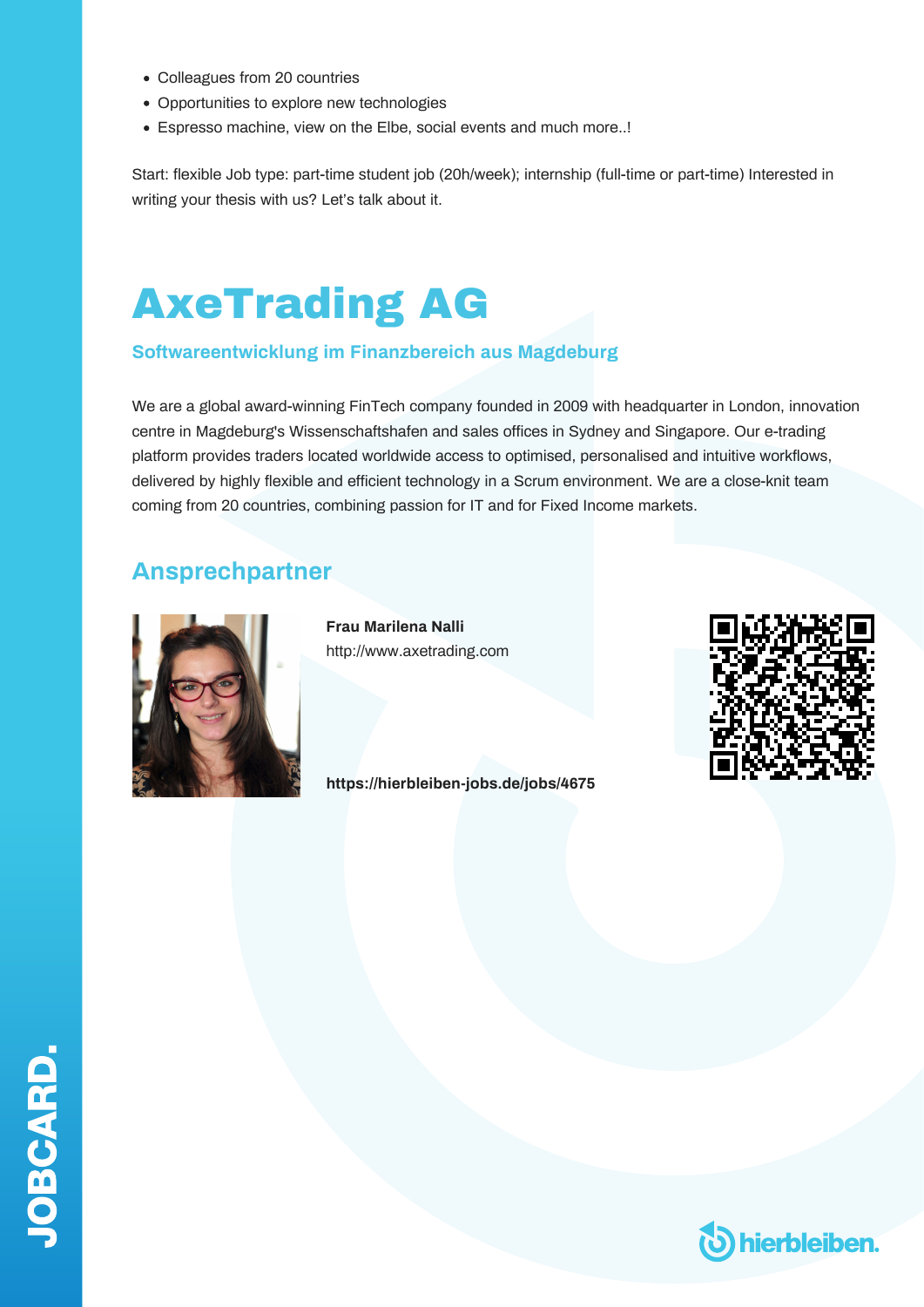- Colleagues from 20 countries
- Opportunities to explore new technologies
- Espresso machine, view on the Elbe, social events and much more..!

Start: flexible Job type: part-time student job (20h/week); internship (full-time or part-time) Interested in writing your thesis with us? Let's talk about it.

# AxeTrading AG

### Softwareentwicklung im Finanzbereich aus Magdeburg

We are a global award-winning FinTech company founded in 2009 with headquarter in London, innovation centre in Magdeburg's Wissenschaftshafen and sales offices in Sydney and Singapore. Our e-trading platform provides traders located worldwide access to optimised, personalised and intuitive workflows, delivered by highly flexible and efficient technology in a Scrum environment. We are a close-knit team coming from 20 countries, combining passion for IT and for Fixed Income markets.

## Ansprechpartner

**Frau Marilena Nalli**
http://www.axetrading.com

**https://hierbleiben-jobs.de/jobs/4675**